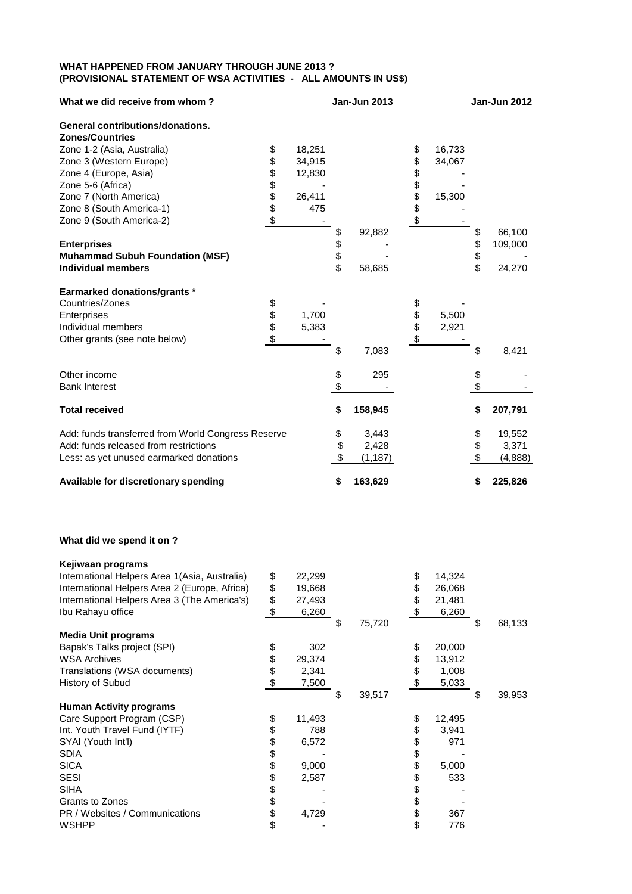**WHAT HAPPENED FROM JANUARY THROUGH JUNE 2013 ?**
**(PROVISIONAL STATEMENT OF WSA ACTIVITIES - ALL AMOUNTS IN US$)**

| What we did receive from whom ? | | Jan-Jun 2013 | | Jan-Jun 2012 |
|---|---|---|---|---|
| **General contributions/donations.** | | | | |
| **Zones/Countries** | | | | |
| Zone 1-2 (Asia, Australia) | $ 18,251 | | $ 16,733 | |
| Zone 3 (Western Europe) | $ 34,915 | | $ 34,067 | |
| Zone 4 (Europe, Asia) | $ 12,830 | | $ - | |
| Zone 5-6 (Africa) | $ - | | $ - | |
| Zone 7 (North America) | $ 26,411 | | $ 15,300 | |
| Zone 8 (South America-1) | $ 475 | | $ - | |
| Zone 9 (South America-2) | $ - | | $ - | |
| | | $ 92,882 | | $ 66,100 |
| **Enterprises** | | $ - | | $ 109,000 |
| **Muhammad Subuh Foundation (MSF)** | | $ - | | $ - |
| **Individual members** | | $ 58,685 | | $ 24,270 |
| **Earmarked donations/grants *** | | | | |
| Countries/Zones | $ - | | $ - | |
| Enterprises | $ 1,700 | | $ 5,500 | |
| Individual members | $ 5,383 | | $ 2,921 | |
| Other grants (see note below) | $ - | | $ - | |
| | | $ 7,083 | | $ 8,421 |
| Other income | | $ 295 | | $ - |
| Bank Interest | | $ - | | $ - |
| **Total received** | | **$ 158,945** | | **$ 207,791** |
| Add: funds transferred from World Congress Reserve | | $ 3,443 | | $ 19,552 |
| Add: funds released from restrictions | | $ 2,428 | | $ 3,371 |
| Less: as yet unused earmarked donations | | $ (1,187) | | $ (4,888) |
| **Available for discretionary spending** | | **$ 163,629** | | **$ 225,826** |

**What did we spend it on ?**

| | | | | |
|---|---|---|---|---|
| **Kejiwaan programs** | | | | |
| International Helpers Area 1(Asia, Australia) | $ 22,299 | | $ 14,324 | |
| International Helpers Area 2 (Europe, Africa) | $ 19,668 | | $ 26,068 | |
| International Helpers Area 3 (The America's) | $ 27,493 | | $ 21,481 | |
| Ibu Rahayu office | $ 6,260 | | $ 6,260 | |
| | | $ 75,720 | | $ 68,133 |
| **Media Unit programs** | | | | |
| Bapak's Talks project (SPI) | $ 302 | | $ 20,000 | |
| WSA Archives | $ 29,374 | | $ 13,912 | |
| Translations (WSA documents) | $ 2,341 | | $ 1,008 | |
| History of Subud | $ 7,500 | | $ 5,033 | |
| | | $ 39,517 | | $ 39,953 |
| **Human Activity programs** | | | | |
| Care Support Program (CSP) | $ 11,493 | | $ 12,495 | |
| Int. Youth Travel Fund (IYTF) | $ 788 | | $ 3,941 | |
| SYAI (Youth Int'l) | $ 6,572 | | $ 971 | |
| SDIA | $ - | | $ - | |
| SICA | $ 9,000 | | $ 5,000 | |
| SESI | $ 2,587 | | $ 533 | |
| SIHA | $ - | | $ - | |
| Grants to Zones | $ - | | $ - | |
| PR / Websites / Communications | $ 4,729 | | $ 367 | |
| WSHPP | $ - | | $ 776 | |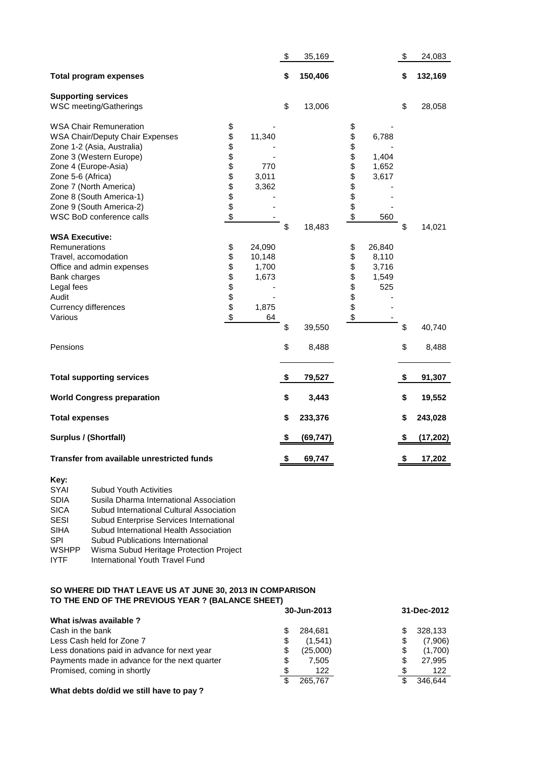| | | | | |
|---|---|---|---|---|
| | | $ 35,169 | | $ 24,083 |
| **Total program expenses** | | **$ 150,406** | | **$ 132,169** |
| **Supporting services** | | | | |
| WSC meeting/Gatherings | | $ 13,006 | | $ 28,058 |
| WSA Chair Remuneration | $ - | | $ - | |
| WSA Chair/Deputy Chair Expenses | $ 11,340 | | $ 6,788 | |
| Zone 1-2 (Asia, Australia) | $ - | | $ - | |
| Zone 3 (Western Europe) | $ - | | $ 1,404 | |
| Zone 4 (Europe-Asia) | $ 770 | | $ 1,652 | |
| Zone 5-6 (Africa) | $ 3,011 | | $ 3,617 | |
| Zone 7 (North America) | $ 3,362 | | $ - | |
| Zone 8 (South America-1) | $ - | | $ - | |
| Zone 9 (South America-2) | $ - | | $ - | |
| WSC BoD conference calls | $ - | | $ 560 | |
| | | $ 18,483 | | $ 14,021 |
| **WSA Executive:** | | | | |
| Remunerations | $ 24,090 | | $ 26,840 | |
| Travel, accomodation | $ 10,148 | | $ 8,110 | |
| Office and admin expenses | $ 1,700 | | $ 3,716 | |
| Bank charges | $ 1,673 | | $ 1,549 | |
| Legal fees | $ - | | $ 525 | |
| Audit | $ - | | $ - | |
| Currency differences | $ 1,875 | | $ - | |
| Various | $ 64 | | $ - | |
| | | $ 39,550 | | $ 40,740 |
| Pensions | | $ 8,488 | | $ 8,488 |
| **Total supporting services** | | **$ 79,527** | | **$ 91,307** |
| **World Congress preparation** | | **$ 3,443** | | **$ 19,552** |
| **Total expenses** | | **$ 233,376** | | **$ 243,028** |
| **Surplus / (Shortfall)** | | **$ (69,747)** | | **$ (17,202)** |
| **Transfer from available unrestricted funds** | | **$ 69,747** | | **$ 17,202** |

**Key:**

| | |
|---|---|
| SYAI | Subud Youth Activities |
| SDIA | Susila Dharma International Association |
| SICA | Subud International Cultural Association |
| SESI | Subud Enterprise Services International |
| SIHA | Subud International Health Association |
| SPI | Subud Publications International |
| WSHPP | Wisma Subud Heritage Protection Project |
| IYTF | International Youth Travel Fund |

**SO WHERE DID THAT LEAVE US AT JUNE 30, 2013 IN COMPARISON TO THE END OF THE PREVIOUS YEAR ? (BALANCE SHEET)**

| | 30-Jun-2013 | 31-Dec-2012 |
|---|---|---|
| **What is/was available ?** | | |
| Cash in the bank | $ 284,681 | $ 328,133 |
| Less Cash held for Zone 7 | $ (1,541) | $ (7,906) |
| Less donations paid in advance for next year | $ (25,000) | $ (1,700) |
| Payments made in advance for the next quarter | $ 7,505 | $ 27,995 |
| Promised, coming in shortly | $ 122 | $ 122 |
| | $ 265,767 | $ 346,644 |

**What debts do/did we still have to pay ?**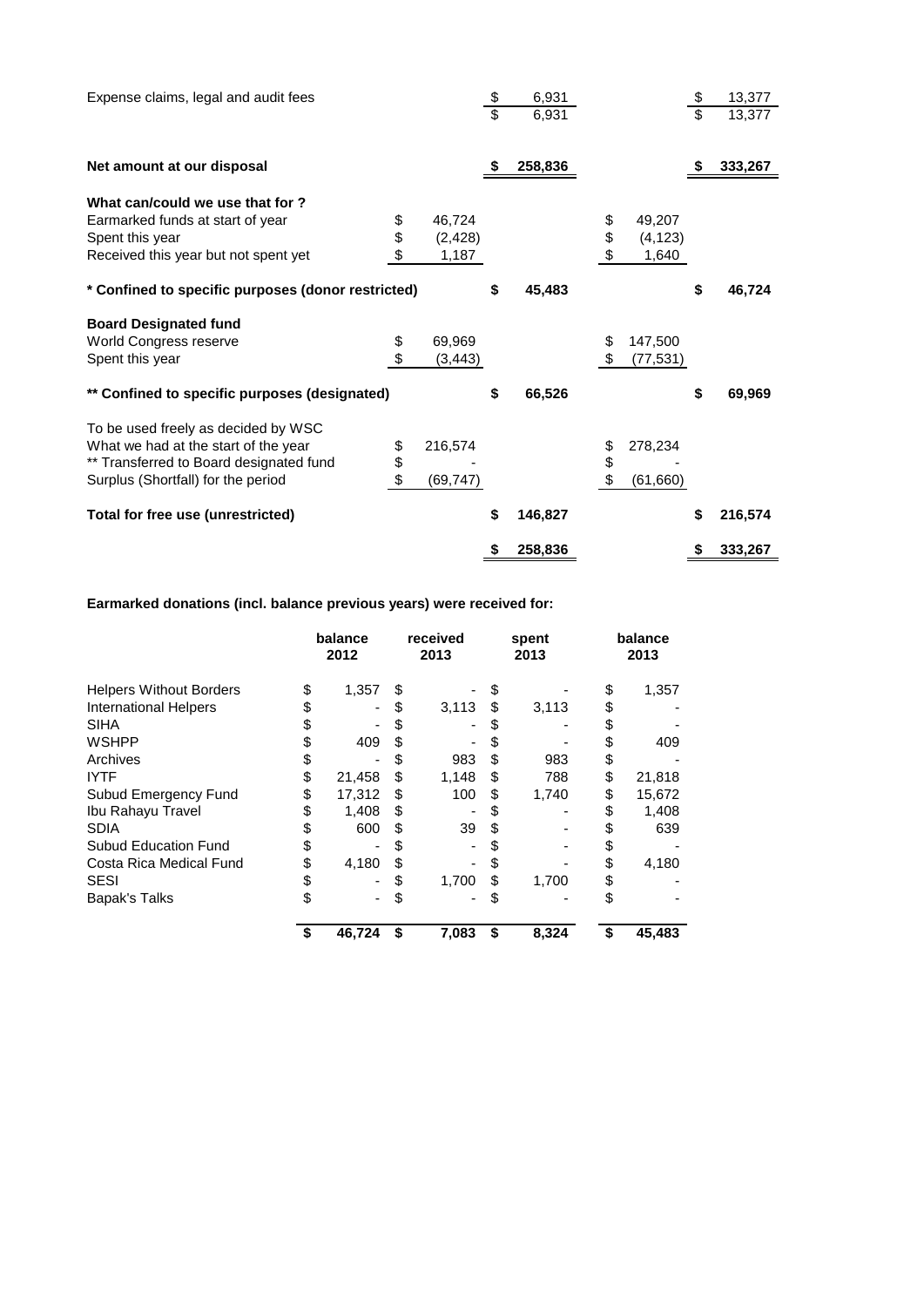| | | | | |
|---|---|---|---|---|
| Expense claims, legal and audit fees | | $ 6,931 | | $ 13,377 |
| | | $ 6,931 | | $ 13,377 |
| **Net amount at our disposal** | | **$ 258,836** | | **$ 333,267** |
| **What can/could we use that for ?** | | | | |
| Earmarked funds at start of year | $ 46,724 | | $ 49,207 | |
| Spent this year | $ (2,428) | | $ (4,123) | |
| Received this year but not spent yet | $ 1,187 | | $ 1,640 | |
| **\* Confined to specific purposes (donor restricted)** | | **$ 45,483** | | **$ 46,724** |
| **Board Designated fund** | | | | |
| World Congress reserve | $ 69,969 | | $ 147,500 | |
| Spent this year | $ (3,443) | | $ (77,531) | |
| **\*\* Confined to specific purposes (designated)** | | **$ 66,526** | | **$ 69,969** |
| To be used freely as decided by WSC | | | | |
| What we had at the start of the year | $ 216,574 | | $ 278,234 | |
| ** Transferred to Board designated fund | $ - | | $ - | |
| Surplus (Shortfall) for the period | $ (69,747) | | $ (61,660) | |
| **Total for free use (unrestricted)** | | **$ 146,827** | | **$ 216,574** |
| | | **$ 258,836** | | **$ 333,267** |

**Earmarked donations (incl. balance previous years) were received for:**

| | balance 2012 | received 2013 | spent 2013 | balance 2013 |
|---|---|---|---|---|
| Helpers Without Borders | $ 1,357 | $ - | $ - | $ 1,357 |
| International Helpers | $ - | $ 3,113 | $ 3,113 | $ - |
| SIHA | $ - | $ - | $ - | $ - |
| WSHPP | $ 409 | $ - | $ - | $ 409 |
| Archives | $ - | $ 983 | $ 983 | $ - |
| IYTF | $ 21,458 | $ 1,148 | $ 788 | $ 21,818 |
| Subud Emergency Fund | $ 17,312 | $ 100 | $ 1,740 | $ 15,672 |
| Ibu Rahayu Travel | $ 1,408 | $ - | $ - | $ 1,408 |
| SDIA | $ 600 | $ 39 | $ - | $ 639 |
| Subud Education Fund | $ - | $ - | $ - | $ - |
| Costa Rica Medical Fund | $ 4,180 | $ - | $ - | $ 4,180 |
| SESI | $ - | $ 1,700 | $ 1,700 | $ - |
| Bapak's Talks | $ - | $ - | $ - | $ - |
| | **$ 46,724** | **$ 7,083** | **$ 8,324** | **$ 45,483** |